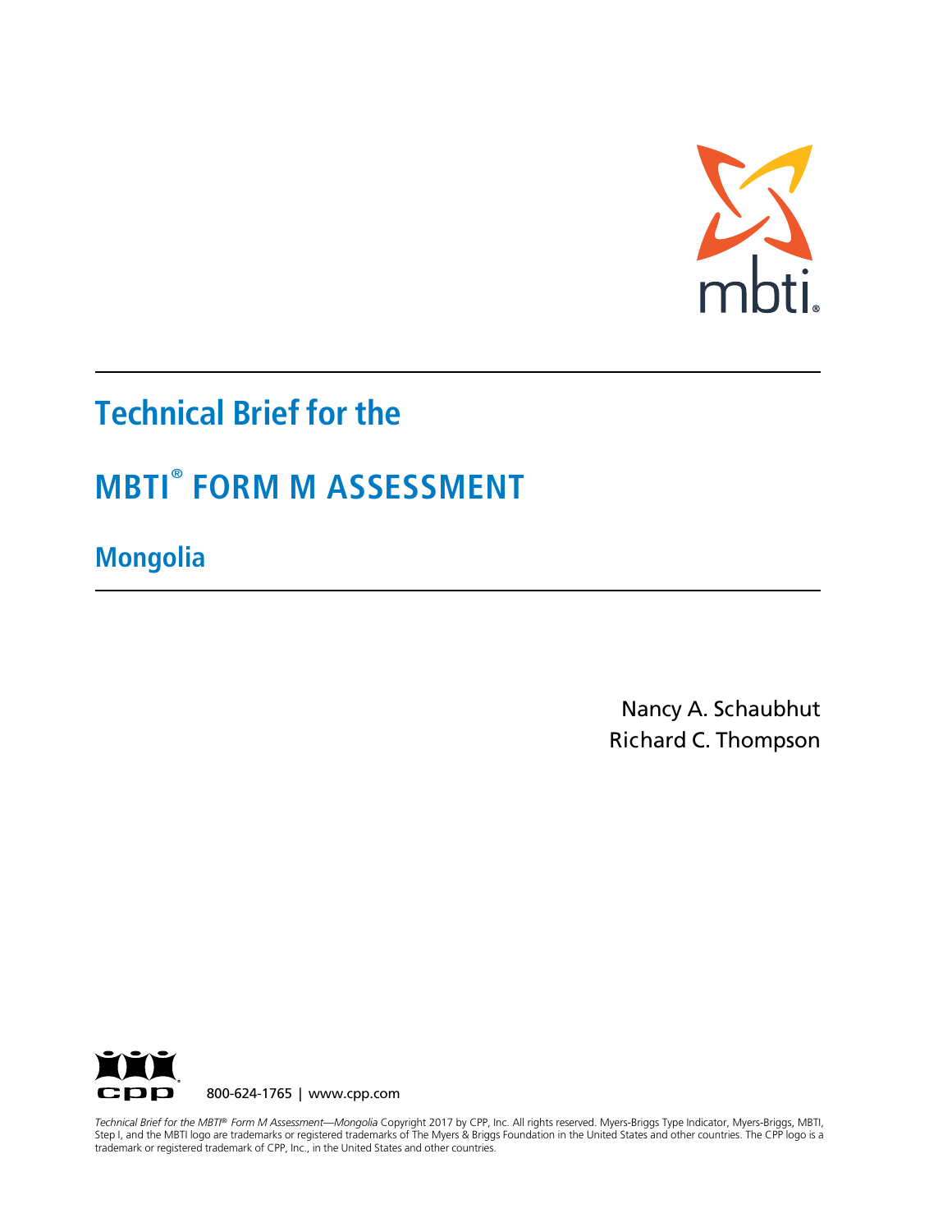# Technical Brief for the

# MBTI® FORM M ASSESSMENT

## Mongolia

Nancy A. Schaubhut
Richard C. Thompson

800-624-1765 | www.cpp.com

*Technical Brief for the MBTI® Form M Assessment—Mongolia* Copyright 2017 by CPP, Inc. All rights reserved. Myers-Briggs Type Indicator, Myers-Briggs, MBTI, Step I, and the MBTI logo are trademarks or registered trademarks of The Myers & Briggs Foundation in the United States and other countries. The CPP logo is a trademark or registered trademark of CPP, Inc., in the United States and other countries.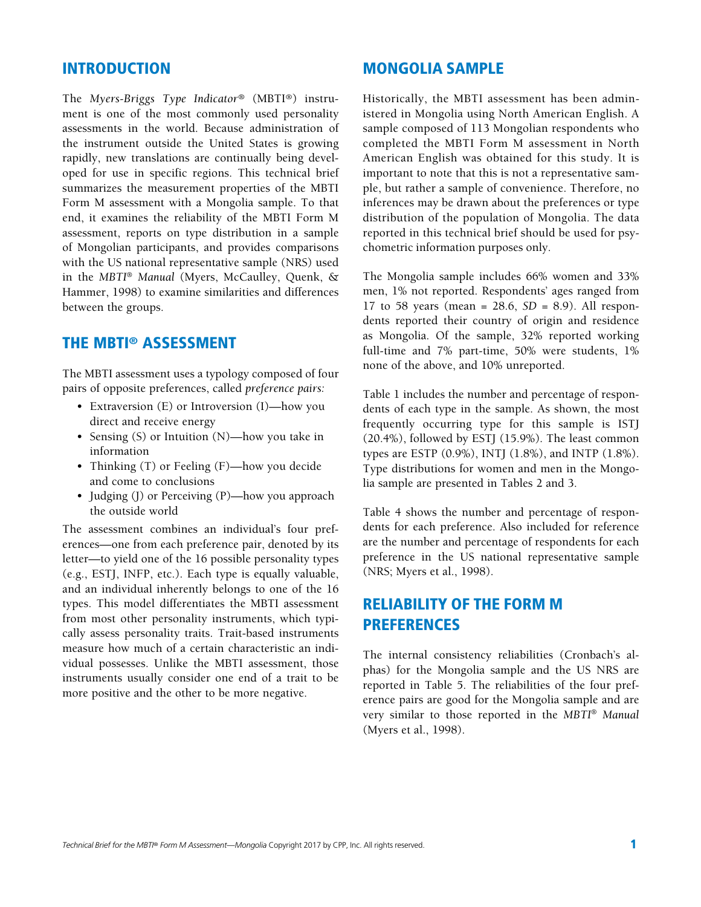## INTRODUCTION

The *Myers-Briggs Type Indicator®* (MBTI®) instrument is one of the most commonly used personality assessments in the world. Because administration of the instrument outside the United States is growing rapidly, new translations are continually being developed for use in specific regions. This technical brief summarizes the measurement properties of the MBTI Form M assessment with a Mongolia sample. To that end, it examines the reliability of the MBTI Form M assessment, reports on type distribution in a sample of Mongolian participants, and provides comparisons with the US national representative sample (NRS) used in the *MBTI® Manual* (Myers, McCaulley, Quenk, & Hammer, 1998) to examine similarities and differences between the groups.

## THE MBTI® ASSESSMENT

The MBTI assessment uses a typology composed of four pairs of opposite preferences, called *preference pairs:*

- Extraversion (E) or Introversion (I)—how you direct and receive energy
- Sensing (S) or Intuition (N)—how you take in information
- Thinking (T) or Feeling (F)—how you decide and come to conclusions
- Judging (J) or Perceiving (P)—how you approach the outside world

The assessment combines an individual's four preferences—one from each preference pair, denoted by its letter—to yield one of the 16 possible personality types (e.g., ESTJ, INFP, etc.). Each type is equally valuable, and an individual inherently belongs to one of the 16 types. This model differentiates the MBTI assessment from most other personality instruments, which typically assess personality traits. Trait-based instruments measure how much of a certain characteristic an individual possesses. Unlike the MBTI assessment, those instruments usually consider one end of a trait to be more positive and the other to be more negative.

## MONGOLIA SAMPLE

Historically, the MBTI assessment has been administered in Mongolia using North American English. A sample composed of 113 Mongolian respondents who completed the MBTI Form M assessment in North American English was obtained for this study. It is important to note that this is not a representative sample, but rather a sample of convenience. Therefore, no inferences may be drawn about the preferences or type distribution of the population of Mongolia. The data reported in this technical brief should be used for psychometric information purposes only.

The Mongolia sample includes 66% women and 33% men, 1% not reported. Respondents' ages ranged from 17 to 58 years (mean = 28.6, *SD* = 8.9). All respondents reported their country of origin and residence as Mongolia. Of the sample, 32% reported working full-time and 7% part-time, 50% were students, 1% none of the above, and 10% unreported.

Table 1 includes the number and percentage of respondents of each type in the sample. As shown, the most frequently occurring type for this sample is ISTJ (20.4%), followed by ESTJ (15.9%). The least common types are ESTP (0.9%), INTJ (1.8%), and INTP (1.8%). Type distributions for women and men in the Mongolia sample are presented in Tables 2 and 3.

Table 4 shows the number and percentage of respondents for each preference. Also included for reference are the number and percentage of respondents for each preference in the US national representative sample (NRS; Myers et al., 1998).

## RELIABILITY OF THE FORM M PREFERENCES

The internal consistency reliabilities (Cronbach's alphas) for the Mongolia sample and the US NRS are reported in Table 5. The reliabilities of the four preference pairs are good for the Mongolia sample and are very similar to those reported in the *MBTI® Manual* (Myers et al., 1998).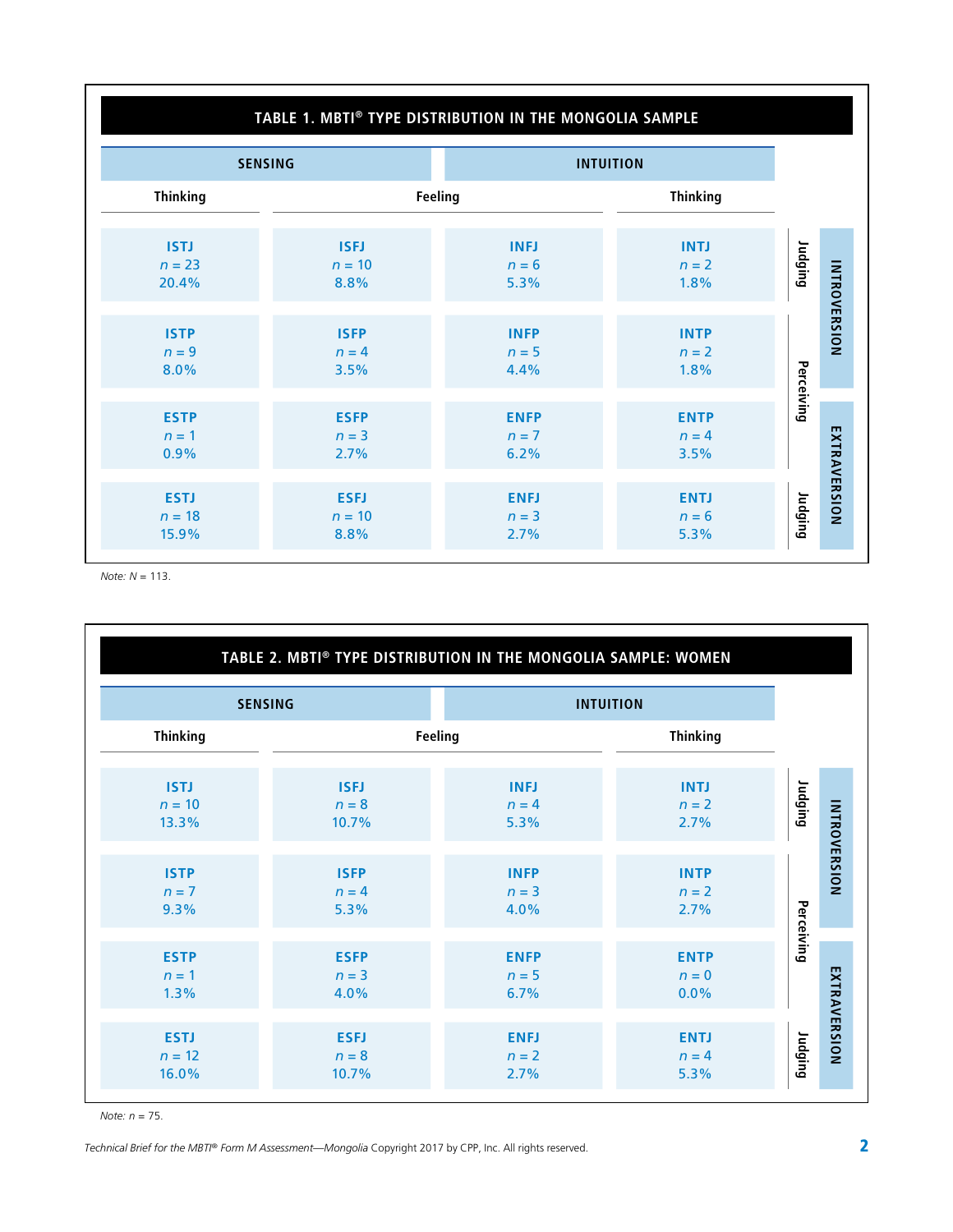## TABLE 1. MBTI® TYPE DISTRIBUTION IN THE MONGOLIA SAMPLE

| SENSING | | INTUITION | | |
|---|---|---|---|---|
| Thinking | Feeling | Feeling | Thinking | |
| ISTJ *n* = 23 20.4% | ISFJ *n* = 10 8.8% | INFJ *n* = 6 5.3% | INTJ *n* = 2 1.8% | Judging / INTROVERSION |
| ISTP *n* = 9 8.0% | ISFP *n* = 4 3.5% | INFP *n* = 5 4.4% | INTP *n* = 2 1.8% | Perceiving / INTROVERSION |
| ESTP *n* = 1 0.9% | ESFP *n* = 3 2.7% | ENFP *n* = 7 6.2% | ENTP *n* = 4 3.5% | Perceiving / EXTRAVERSION |
| ESTJ *n* = 18 15.9% | ESFJ *n* = 10 8.8% | ENFJ *n* = 3 2.7% | ENTJ *n* = 6 5.3% | Judging / EXTRAVERSION |

*Note: N* = 113.

## TABLE 2. MBTI® TYPE DISTRIBUTION IN THE MONGOLIA SAMPLE: WOMEN

| SENSING | | INTUITION | | |
|---|---|---|---|---|
| Thinking | Feeling | Feeling | Thinking | |
| ISTJ *n* = 10 13.3% | ISFJ *n* = 8 10.7% | INFJ *n* = 4 5.3% | INTJ *n* = 2 2.7% | Judging / INTROVERSION |
| ISTP *n* = 7 9.3% | ISFP *n* = 4 5.3% | INFP *n* = 3 4.0% | INTP *n* = 2 2.7% | Perceiving / INTROVERSION |
| ESTP *n* = 1 1.3% | ESFP *n* = 3 4.0% | ENFP *n* = 5 6.7% | ENTP *n* = 0 0.0% | Perceiving / EXTRAVERSION |
| ESTJ *n* = 12 16.0% | ESFJ *n* = 8 10.7% | ENFJ *n* = 2 2.7% | ENTJ *n* = 4 5.3% | Judging / EXTRAVERSION |

*Note: n* = 75.

*Technical Brief for the MBTI® Form M Assessment—Mongolia* Copyright 2017 by CPP, Inc. All rights reserved.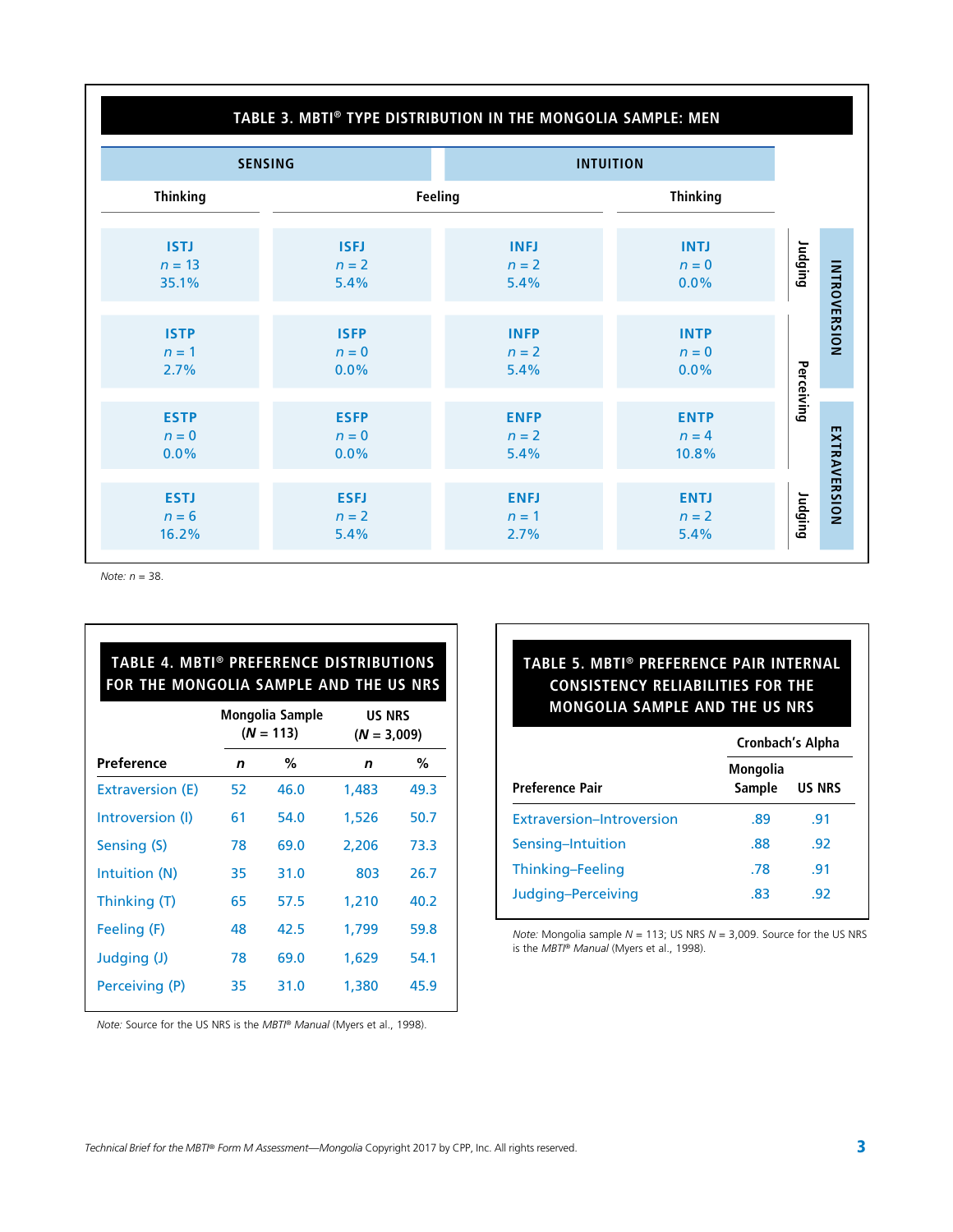## TABLE 3. MBTI® TYPE DISTRIBUTION IN THE MONGOLIA SAMPLE: MEN

| | SENSING | | INTUITION | | |
|---|---|---|---|---|---|
| | Thinking | Feeling | Feeling | Thinking | |
| INTROVERSION | ISTJ<br>*n* = 13<br>35.1% | ISFJ<br>*n* = 2<br>5.4% | INFJ<br>*n* = 2<br>5.4% | INTJ<br>*n* = 0<br>0.0% | Judging |
| INTROVERSION | ISTP<br>*n* = 1<br>2.7% | ISFP<br>*n* = 0<br>0.0% | INFP<br>*n* = 2<br>5.4% | INTP<br>*n* = 0<br>0.0% | Perceiving |
| EXTRAVERSION | ESTP<br>*n* = 0<br>0.0% | ESFP<br>*n* = 0<br>0.0% | ENFP<br>*n* = 2<br>5.4% | ENTP<br>*n* = 4<br>10.8% | Perceiving |
| EXTRAVERSION | ESTJ<br>*n* = 6<br>16.2% | ESFJ<br>*n* = 2<br>5.4% | ENFJ<br>*n* = 1<br>2.7% | ENTJ<br>*n* = 2<br>5.4% | Judging |

*Note:* *n* = 38.

## TABLE 4. MBTI® PREFERENCE DISTRIBUTIONS FOR THE MONGOLIA SAMPLE AND THE US NRS

| | Mongolia Sample (*N* = 113) | | US NRS (*N* = 3,009) | |
|---|---|---|---|---|
| **Preference** | ***n*** | **%** | ***n*** | **%** |
| Extraversion (E) | 52 | 46.0 | 1,483 | 49.3 |
| Introversion (I) | 61 | 54.0 | 1,526 | 50.7 |
| Sensing (S) | 78 | 69.0 | 2,206 | 73.3 |
| Intuition (N) | 35 | 31.0 | 803 | 26.7 |
| Thinking (T) | 65 | 57.5 | 1,210 | 40.2 |
| Feeling (F) | 48 | 42.5 | 1,799 | 59.8 |
| Judging (J) | 78 | 69.0 | 1,629 | 54.1 |
| Perceiving (P) | 35 | 31.0 | 1,380 | 45.9 |

*Note:* Source for the US NRS is the *MBTI® Manual* (Myers et al., 1998).

## TABLE 5. MBTI® PREFERENCE PAIR INTERNAL CONSISTENCY RELIABILITIES FOR THE MONGOLIA SAMPLE AND THE US NRS

| | Cronbach's Alpha | |
|---|---|---|
| **Preference Pair** | **Mongolia Sample** | **US NRS** |
| Extraversion–Introversion | .89 | .91 |
| Sensing–Intuition | .88 | .92 |
| Thinking–Feeling | .78 | .91 |
| Judging–Perceiving | .83 | .92 |

*Note:* Mongolia sample *N* = 113; US NRS *N* = 3,009. Source for the US NRS is the *MBTI® Manual* (Myers et al., 1998).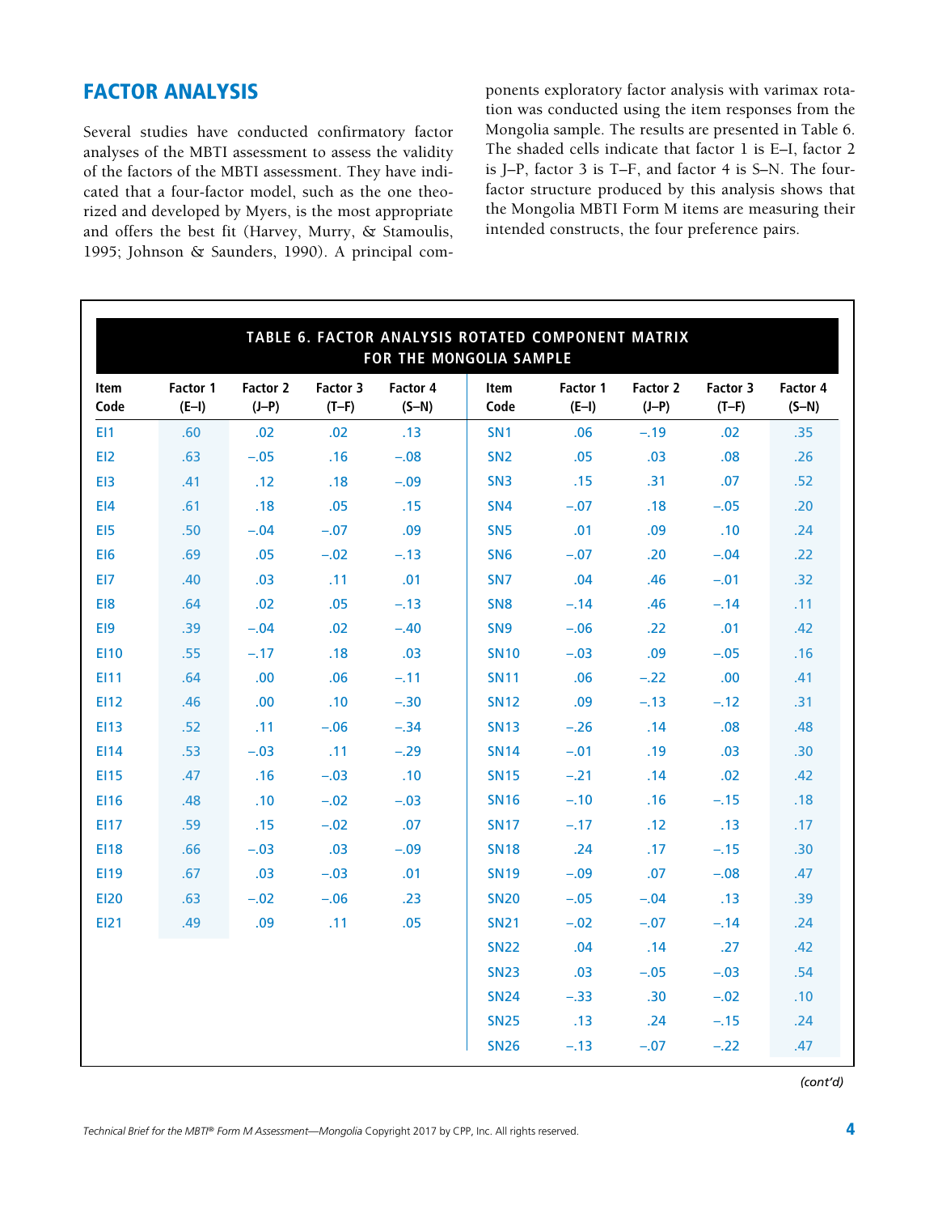## FACTOR ANALYSIS

Several studies have conducted confirmatory factor analyses of the MBTI assessment to assess the validity of the factors of the MBTI assessment. They have indicated that a four-factor model, such as the one theorized and developed by Myers, is the most appropriate and offers the best fit (Harvey, Murry, & Stamoulis, 1995; Johnson & Saunders, 1990). A principal components exploratory factor analysis with varimax rotation was conducted using the item responses from the Mongolia sample. The results are presented in Table 6. The shaded cells indicate that factor 1 is E–I, factor 2 is J–P, factor 3 is T–F, and factor 4 is S–N. The four-factor structure produced by this analysis shows that the Mongolia MBTI Form M items are measuring their intended constructs, the four preference pairs.

**TABLE 6. FACTOR ANALYSIS ROTATED COMPONENT MATRIX FOR THE MONGOLIA SAMPLE**

| Item Code | Factor 1 (E–I) | Factor 2 (J–P) | Factor 3 (T–F) | Factor 4 (S–N) | Item Code | Factor 1 (E–I) | Factor 2 (J–P) | Factor 3 (T–F) | Factor 4 (S–N) |
|---|---|---|---|---|---|---|---|---|---|
| EI1 | .60 | .02 | .02 | .13 | SN1 | .06 | –.19 | .02 | .35 |
| EI2 | .63 | –.05 | .16 | –.08 | SN2 | .05 | .03 | .08 | .26 |
| EI3 | .41 | .12 | .18 | –.09 | SN3 | .15 | .31 | .07 | .52 |
| EI4 | .61 | .18 | .05 | .15 | SN4 | –.07 | .18 | –.05 | .20 |
| EI5 | .50 | –.04 | –.07 | .09 | SN5 | .01 | .09 | .10 | .24 |
| EI6 | .69 | .05 | –.02 | –.13 | SN6 | –.07 | .20 | –.04 | .22 |
| EI7 | .40 | .03 | .11 | .01 | SN7 | .04 | .46 | –.01 | .32 |
| EI8 | .64 | .02 | .05 | –.13 | SN8 | –.14 | .46 | –.14 | .11 |
| EI9 | .39 | –.04 | .02 | –.40 | SN9 | –.06 | .22 | .01 | .42 |
| EI10 | .55 | –.17 | .18 | .03 | SN10 | –.03 | .09 | –.05 | .16 |
| EI11 | .64 | .00 | .06 | –.11 | SN11 | .06 | –.22 | .00 | .41 |
| EI12 | .46 | .00 | .10 | –.30 | SN12 | .09 | –.13 | –.12 | .31 |
| EI13 | .52 | .11 | –.06 | –.34 | SN13 | –.26 | .14 | .08 | .48 |
| EI14 | .53 | –.03 | .11 | –.29 | SN14 | –.01 | .19 | .03 | .30 |
| EI15 | .47 | .16 | –.03 | .10 | SN15 | –.21 | .14 | .02 | .42 |
| EI16 | .48 | .10 | –.02 | –.03 | SN16 | –.10 | .16 | –.15 | .18 |
| EI17 | .59 | .15 | –.02 | .07 | SN17 | –.17 | .12 | .13 | .17 |
| EI18 | .66 | –.03 | .03 | –.09 | SN18 | .24 | .17 | –.15 | .30 |
| EI19 | .67 | .03 | –.03 | .01 | SN19 | –.09 | .07 | –.08 | .47 |
| EI20 | .63 | –.02 | –.06 | .23 | SN20 | –.05 | –.04 | .13 | .39 |
| EI21 | .49 | .09 | .11 | .05 | SN21 | –.02 | –.07 | –.14 | .24 |
| | | | | | SN22 | .04 | .14 | .27 | .42 |
| | | | | | SN23 | .03 | –.05 | –.03 | .54 |
| | | | | | SN24 | –.33 | .30 | –.02 | .10 |
| | | | | | SN25 | .13 | .24 | –.15 | .24 |
| | | | | | SN26 | –.13 | –.07 | –.22 | .47 |

*(cont'd)*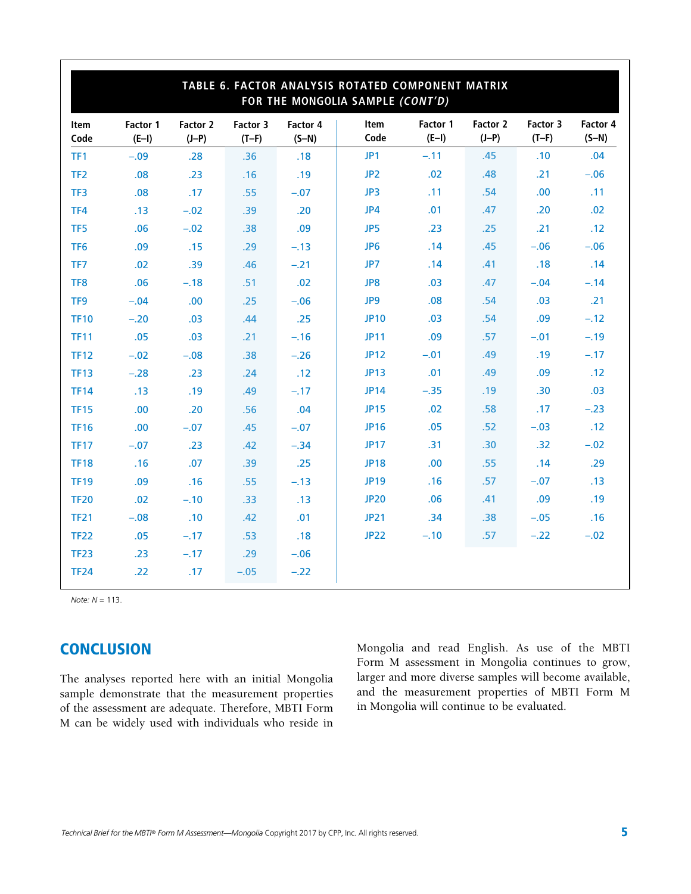**TABLE 6. FACTOR ANALYSIS ROTATED COMPONENT MATRIX FOR THE MONGOLIA SAMPLE *(CONT'D)***

| Item Code | Factor 1 (E–I) | Factor 2 (J–P) | Factor 3 (T–F) | Factor 4 (S–N) | Item Code | Factor 1 (E–I) | Factor 2 (J–P) | Factor 3 (T–F) | Factor 4 (S–N) |
|---|---|---|---|---|---|---|---|---|---|
| TF1 | –.09 | .28 | .36 | .18 | JP1 | –.11 | .45 | .10 | .04 |
| TF2 | .08 | .23 | .16 | .19 | JP2 | .02 | .48 | .21 | –.06 |
| TF3 | .08 | .17 | .55 | –.07 | JP3 | .11 | .54 | .00 | .11 |
| TF4 | .13 | –.02 | .39 | .20 | JP4 | .01 | .47 | .20 | .02 |
| TF5 | .06 | –.02 | .38 | .09 | JP5 | .23 | .25 | .21 | .12 |
| TF6 | .09 | .15 | .29 | –.13 | JP6 | .14 | .45 | –.06 | –.06 |
| TF7 | .02 | .39 | .46 | –.21 | JP7 | .14 | .41 | .18 | .14 |
| TF8 | .06 | –.18 | .51 | .02 | JP8 | .03 | .47 | –.04 | –.14 |
| TF9 | –.04 | .00 | .25 | –.06 | JP9 | .08 | .54 | .03 | .21 |
| TF10 | –.20 | .03 | .44 | .25 | JP10 | .03 | .54 | .09 | –.12 |
| TF11 | .05 | .03 | .21 | –.16 | JP11 | .09 | .57 | –.01 | –.19 |
| TF12 | –.02 | –.08 | .38 | –.26 | JP12 | –.01 | .49 | .19 | –.17 |
| TF13 | –.28 | .23 | .24 | .12 | JP13 | .01 | .49 | .09 | .12 |
| TF14 | .13 | .19 | .49 | –.17 | JP14 | –.35 | .19 | .30 | .03 |
| TF15 | .00 | .20 | .56 | .04 | JP15 | .02 | .58 | .17 | –.23 |
| TF16 | .00 | –.07 | .45 | –.07 | JP16 | .05 | .52 | –.03 | .12 |
| TF17 | –.07 | .23 | .42 | –.34 | JP17 | .31 | .30 | .32 | –.02 |
| TF18 | .16 | .07 | .39 | .25 | JP18 | .00 | .55 | .14 | .29 |
| TF19 | .09 | .16 | .55 | –.13 | JP19 | .16 | .57 | –.07 | .13 |
| TF20 | .02 | –.10 | .33 | .13 | JP20 | .06 | .41 | .09 | .19 |
| TF21 | –.08 | .10 | .42 | .01 | JP21 | .34 | .38 | –.05 | .16 |
| TF22 | .05 | –.17 | .53 | .18 | JP22 | –.10 | .57 | –.22 | –.02 |
| TF23 | .23 | –.17 | .29 | –.06 | | | | | |
| TF24 | .22 | .17 | –.05 | –.22 | | | | | |

*Note: N* = 113.

## CONCLUSION

The analyses reported here with an initial Mongolia sample demonstrate that the measurement properties of the assessment are adequate. Therefore, MBTI Form M can be widely used with individuals who reside in Mongolia and read English. As use of the MBTI Form M assessment in Mongolia continues to grow, larger and more diverse samples will become available, and the measurement properties of MBTI Form M in Mongolia will continue to be evaluated.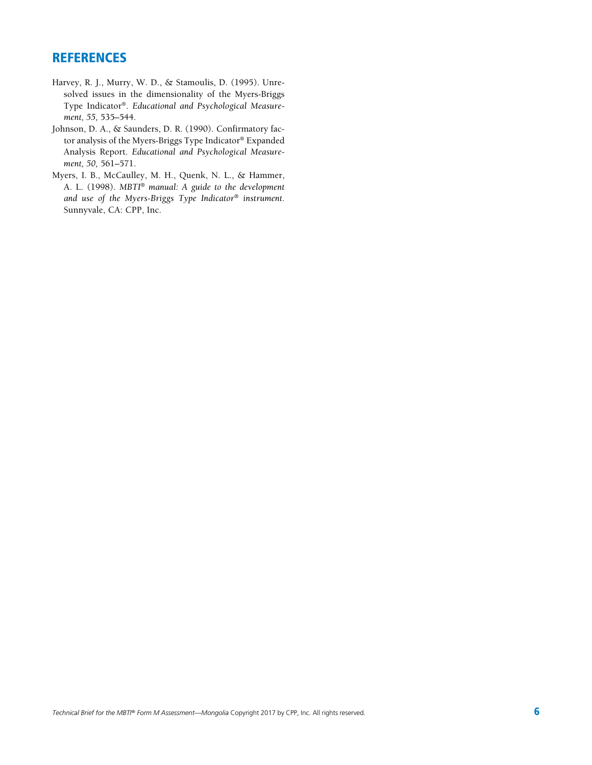## REFERENCES

Harvey, R. J., Murry, W. D., & Stamoulis, D. (1995). Unresolved issues in the dimensionality of the Myers-Briggs Type Indicator®. *Educational and Psychological Measurement, 55,* 535–544.

Johnson, D. A., & Saunders, D. R. (1990). Confirmatory factor analysis of the Myers-Briggs Type Indicator® Expanded Analysis Report. *Educational and Psychological Measurement, 50,* 561–571.

Myers, I. B., McCaulley, M. H., Quenk, N. L., & Hammer, A. L. (1998). *MBTI® manual: A guide to the development and use of the Myers-Briggs Type Indicator® instrument*. Sunnyvale, CA: CPP, Inc.